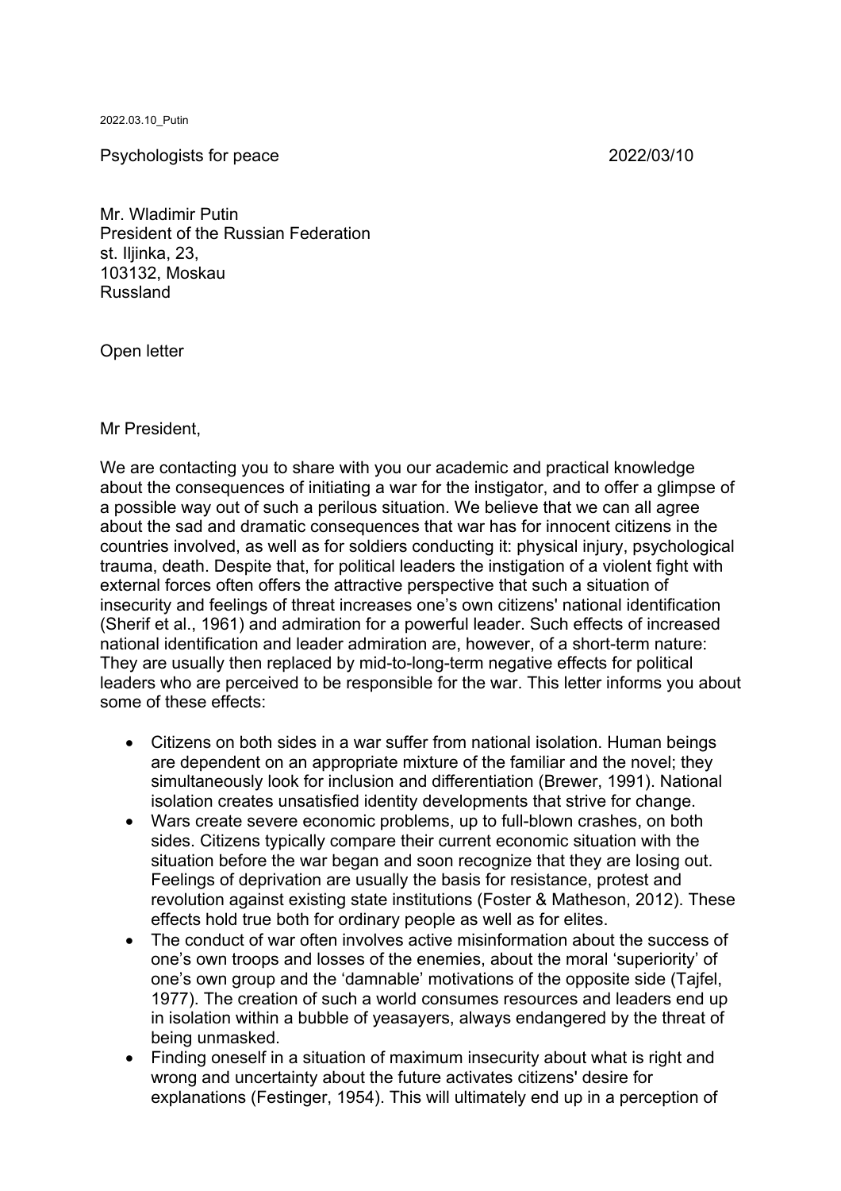2022.03.10_Putin

Psychologists for peace 2022/03/10

Mr. Wladimir Putin
President of the Russian Federation
st. Iljinka, 23,
103132, Moskau
Russland

Open letter

Mr President,

We are contacting you to share with you our academic and practical knowledge about the consequences of initiating a war for the instigator, and to offer a glimpse of a possible way out of such a perilous situation. We believe that we can all agree about the sad and dramatic consequences that war has for innocent citizens in the countries involved, as well as for soldiers conducting it: physical injury, psychological trauma, death. Despite that, for political leaders the instigation of a violent fight with external forces often offers the attractive perspective that such a situation of insecurity and feelings of threat increases one's own citizens' national identification (Sherif et al., 1961) and admiration for a powerful leader. Such effects of increased national identification and leader admiration are, however, of a short-term nature: They are usually then replaced by mid-to-long-term negative effects for political leaders who are perceived to be responsible for the war. This letter informs you about some of these effects:

- Citizens on both sides in a war suffer from national isolation. Human beings are dependent on an appropriate mixture of the familiar and the novel; they simultaneously look for inclusion and differentiation (Brewer, 1991). National isolation creates unsatisfied identity developments that strive for change.
- Wars create severe economic problems, up to full-blown crashes, on both sides. Citizens typically compare their current economic situation with the situation before the war began and soon recognize that they are losing out. Feelings of deprivation are usually the basis for resistance, protest and revolution against existing state institutions (Foster & Matheson, 2012). These effects hold true both for ordinary people as well as for elites.
- The conduct of war often involves active misinformation about the success of one's own troops and losses of the enemies, about the moral 'superiority' of one's own group and the 'damnable' motivations of the opposite side (Tajfel, 1977). The creation of such a world consumes resources and leaders end up in isolation within a bubble of yeasayers, always endangered by the threat of being unmasked.
- Finding oneself in a situation of maximum insecurity about what is right and wrong and uncertainty about the future activates citizens' desire for explanations (Festinger, 1954). This will ultimately end up in a perception of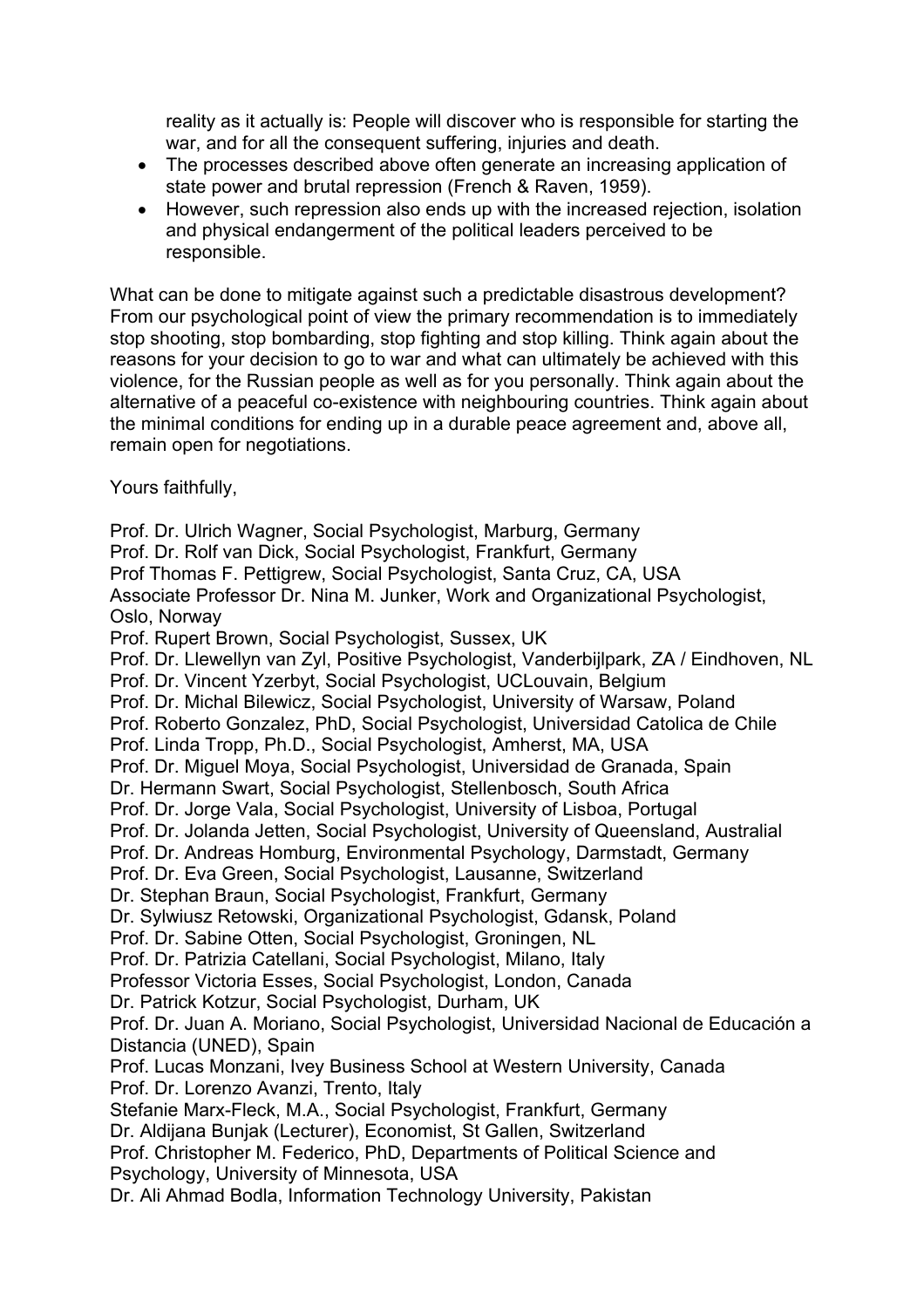reality as it actually is: People will discover who is responsible for starting the war, and for all the consequent suffering, injuries and death.

- The processes described above often generate an increasing application of state power and brutal repression (French & Raven, 1959).
- However, such repression also ends up with the increased rejection, isolation and physical endangerment of the political leaders perceived to be responsible.

What can be done to mitigate against such a predictable disastrous development? From our psychological point of view the primary recommendation is to immediately stop shooting, stop bombarding, stop fighting and stop killing. Think again about the reasons for your decision to go to war and what can ultimately be achieved with this violence, for the Russian people as well as for you personally. Think again about the alternative of a peaceful co-existence with neighbouring countries. Think again about the minimal conditions for ending up in a durable peace agreement and, above all, remain open for negotiations.

Yours faithfully,

Prof. Dr. Ulrich Wagner, Social Psychologist, Marburg, Germany
Prof. Dr. Rolf van Dick, Social Psychologist, Frankfurt, Germany
Prof Thomas F. Pettigrew, Social Psychologist, Santa Cruz, CA, USA
Associate Professor Dr. Nina M. Junker, Work and Organizational Psychologist, Oslo, Norway
Prof. Rupert Brown, Social Psychologist, Sussex, UK
Prof. Dr. Llewellyn van Zyl, Positive Psychologist, Vanderbijlpark, ZA / Eindhoven, NL
Prof. Dr. Vincent Yzerbyt, Social Psychologist, UCLouvain, Belgium
Prof. Dr. Michal Bilewicz, Social Psychologist, University of Warsaw, Poland
Prof. Roberto Gonzalez, PhD, Social Psychologist, Universidad Catolica de Chile
Prof. Linda Tropp, Ph.D., Social Psychologist, Amherst, MA, USA
Prof. Dr. Miguel Moya, Social Psychologist, Universidad de Granada, Spain
Dr. Hermann Swart, Social Psychologist, Stellenbosch, South Africa
Prof. Dr. Jorge Vala, Social Psychologist, University of Lisboa, Portugal
Prof. Dr. Jolanda Jetten, Social Psychologist, University of Queensland, Australial
Prof. Dr. Andreas Homburg, Environmental Psychology, Darmstadt, Germany
Prof. Dr. Eva Green, Social Psychologist, Lausanne, Switzerland
Dr. Stephan Braun, Social Psychologist, Frankfurt, Germany
Dr. Sylwiusz Retowski, Organizational Psychologist, Gdansk, Poland
Prof. Dr. Sabine Otten, Social Psychologist, Groningen, NL
Prof. Dr. Patrizia Catellani, Social Psychologist, Milano, Italy
Professor Victoria Esses, Social Psychologist, London, Canada
Dr. Patrick Kotzur, Social Psychologist, Durham, UK
Prof. Dr. Juan A. Moriano, Social Psychologist, Universidad Nacional de Educación a Distancia (UNED), Spain
Prof. Lucas Monzani, Ivey Business School at Western University, Canada
Prof. Dr. Lorenzo Avanzi, Trento, Italy
Stefanie Marx-Fleck, M.A., Social Psychologist, Frankfurt, Germany
Dr. Aldijana Bunjak (Lecturer), Economist, St Gallen, Switzerland
Prof. Christopher M. Federico, PhD, Departments of Political Science and Psychology, University of Minnesota, USA
Dr. Ali Ahmad Bodla, Information Technology University, Pakistan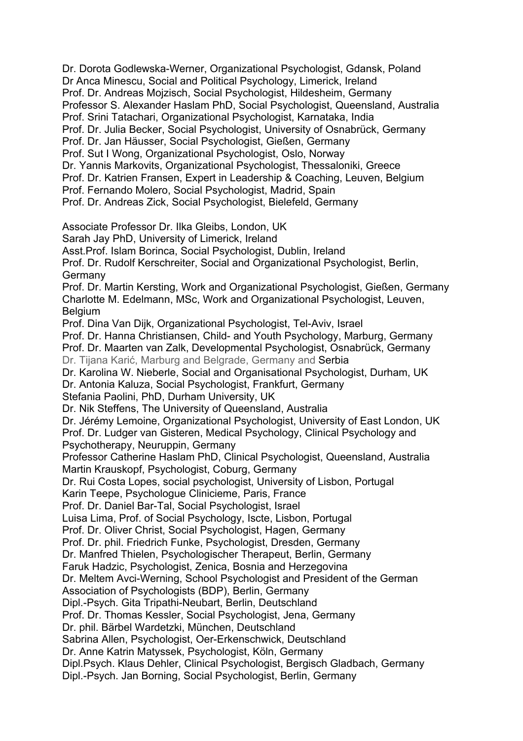Dr. Dorota Godlewska-Werner, Organizational Psychologist, Gdansk, Poland
Dr Anca Minescu, Social and Political Psychology, Limerick, Ireland
Prof. Dr. Andreas Mojzisch, Social Psychologist, Hildesheim, Germany
Professor S. Alexander Haslam PhD, Social Psychologist, Queensland, Australia
Prof. Srini Tatachari, Organizational Psychologist, Karnataka, India
Prof. Dr. Julia Becker, Social Psychologist, University of Osnabrück, Germany
Prof. Dr. Jan Häusser, Social Psychologist, Gießen, Germany
Prof. Sut I Wong, Organizational Psychologist, Oslo, Norway
Dr. Yannis Markovits, Organizational Psychologist, Thessaloniki, Greece
Prof. Dr. Katrien Fransen, Expert in Leadership & Coaching, Leuven, Belgium
Prof. Fernando Molero, Social Psychologist, Madrid, Spain
Prof. Dr. Andreas Zick, Social Psychologist, Bielefeld, Germany

Associate Professor Dr. Ilka Gleibs, London, UK
Sarah Jay PhD, University of Limerick, Ireland
Asst.Prof. Islam Borinca, Social Psychologist, Dublin, Ireland
Prof. Dr. Rudolf Kerschreiter, Social and Organizational Psychologist, Berlin, Germany
Prof. Dr. Martin Kersting, Work and Organizational Psychologist, Gießen, Germany
Charlotte M. Edelmann, MSc, Work and Organizational Psychologist, Leuven, Belgium
Prof. Dina Van Dijk, Organizational Psychologist, Tel-Aviv, Israel
Prof. Dr. Hanna Christiansen, Child- and Youth Psychology, Marburg, Germany
Prof. Dr. Maarten van Zalk, Developmental Psychologist, Osnabrück, Germany
Dr. Tijana Karić, Marburg and Belgrade, Germany and Serbia
Dr. Karolina W. Nieberle, Social and Organisational Psychologist, Durham, UK
Dr. Antonia Kaluza, Social Psychologist, Frankfurt, Germany
Stefania Paolini, PhD, Durham University, UK
Dr. Nik Steffens, The University of Queensland, Australia
Dr. Jérémy Lemoine, Organizational Psychologist, University of East London, UK
Prof. Dr. Ludger van Gisteren, Medical Psychology, Clinical Psychology and Psychotherapy, Neuruppin, Germany
Professor Catherine Haslam PhD, Clinical Psychologist, Queensland, Australia
Martin Krauskopf, Psychologist, Coburg, Germany
Dr. Rui Costa Lopes, social psychologist, University of Lisbon, Portugal
Karin Teepe, Psychologue Cliniciene, Paris, France
Prof. Dr. Daniel Bar-Tal, Social Psychologist, Israel
Luisa Lima, Prof. of Social Psychology, Iscte, Lisbon, Portugal
Prof. Dr. Oliver Christ, Social Psychologist, Hagen, Germany
Prof. Dr. phil. Friedrich Funke, Psychologist, Dresden, Germany
Dr. Manfred Thielen, Psychologischer Therapeut, Berlin, Germany
Faruk Hadzic, Psychologist, Zenica, Bosnia and Herzegovina
Dr. Meltem Avci-Werning, School Psychologist and President of the German Association of Psychologists (BDP), Berlin, Germany
Dipl.-Psych. Gita Tripathi-Neubart, Berlin, Deutschland
Prof. Dr. Thomas Kessler, Social Psychologist, Jena, Germany
Dr. phil. Bärbel Wardetzki, München, Deutschland
Sabrina Allen, Psychologist, Oer-Erkenschwick, Deutschland
Dr. Anne Katrin Matyssek, Psychologist, Köln, Germany
Dipl.Psych. Klaus Dehler, Clinical Psychologist, Bergisch Gladbach, Germany
Dipl.-Psych. Jan Borning, Social Psychologist, Berlin, Germany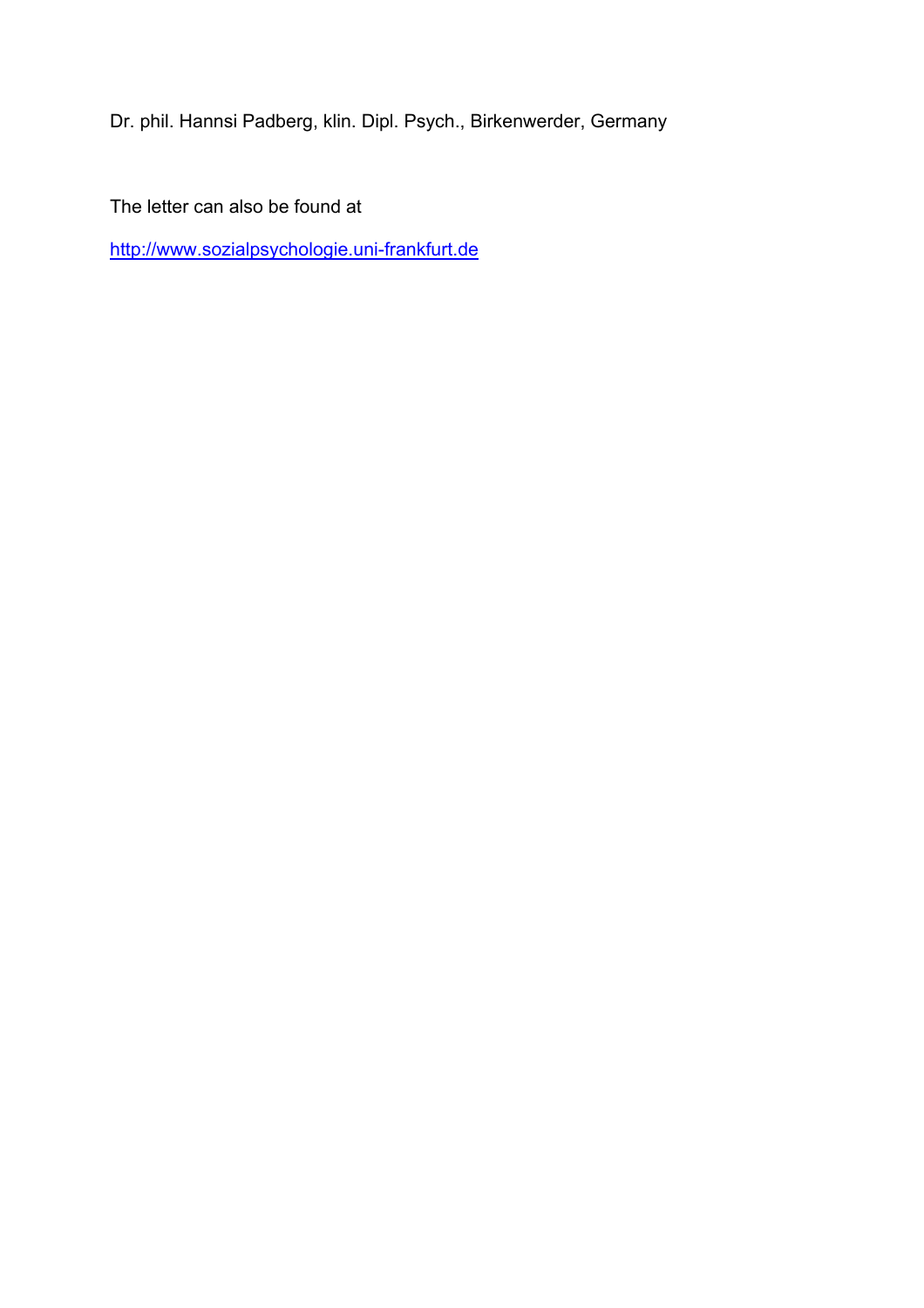Dr. phil. Hannsi Padberg, klin. Dipl. Psych., Birkenwerder, Germany

The letter can also be found at

http://www.sozialpsychologie.uni-frankfurt.de